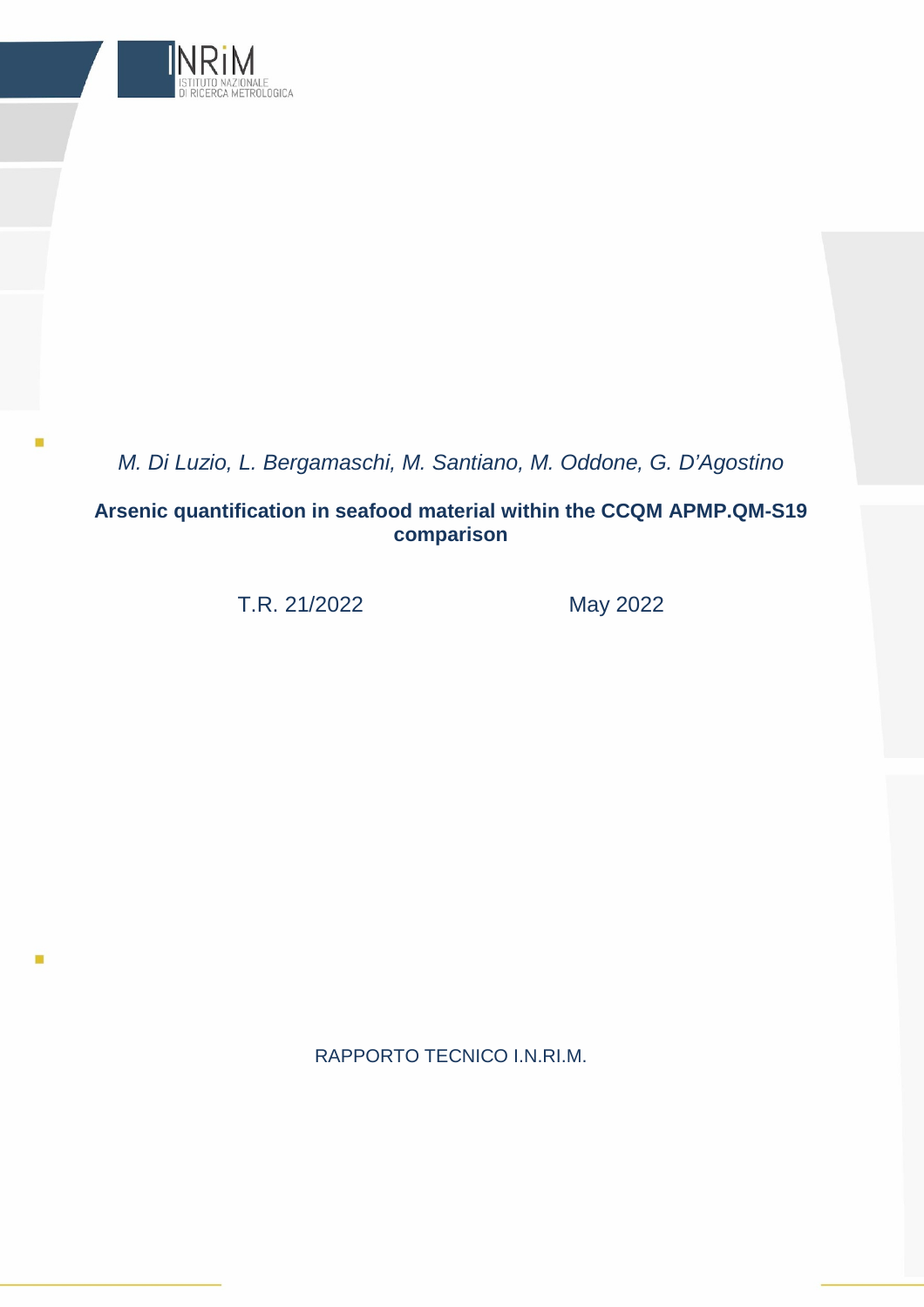*M. Di Luzio, L. Bergamaschi, M. Santiano, M. Oddone, G. D'Agostino*

# Arsenic quantification in seafood material within the CCQM APMP.QM-S19 comparison

T.R. 21/2022 May 2022

RAPPORTO TECNICO I.N.RI.M.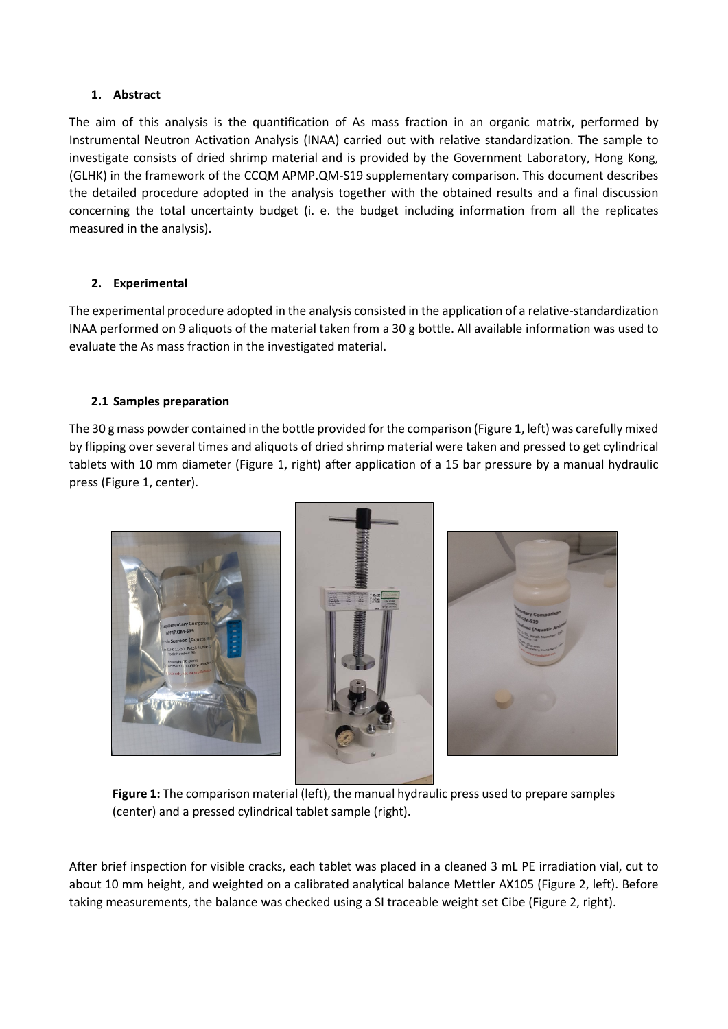## 1. Abstract

The aim of this analysis is the quantification of As mass fraction in an organic matrix, performed by Instrumental Neutron Activation Analysis (INAA) carried out with relative standardization. The sample to investigate consists of dried shrimp material and is provided by the Government Laboratory, Hong Kong, (GLHK) in the framework of the CCQM APMP.QM-S19 supplementary comparison. This document describes the detailed procedure adopted in the analysis together with the obtained results and a final discussion concerning the total uncertainty budget (i. e. the budget including information from all the replicates measured in the analysis).

## 2. Experimental

The experimental procedure adopted in the analysis consisted in the application of a relative-standardization INAA performed on 9 aliquots of the material taken from a 30 g bottle. All available information was used to evaluate the As mass fraction in the investigated material.

### 2.1 Samples preparation

The 30 g mass powder contained in the bottle provided for the comparison (Figure 1, left) was carefully mixed by flipping over several times and aliquots of dried shrimp material were taken and pressed to get cylindrical tablets with 10 mm diameter (Figure 1, right) after application of a 15 bar pressure by a manual hydraulic press (Figure 1, center).

**Figure 1:** The comparison material (left), the manual hydraulic press used to prepare samples (center) and a pressed cylindrical tablet sample (right).

After brief inspection for visible cracks, each tablet was placed in a cleaned 3 mL PE irradiation vial, cut to about 10 mm height, and weighted on a calibrated analytical balance Mettler AX105 (Figure 2, left). Before taking measurements, the balance was checked using a SI traceable weight set Cibe (Figure 2, right).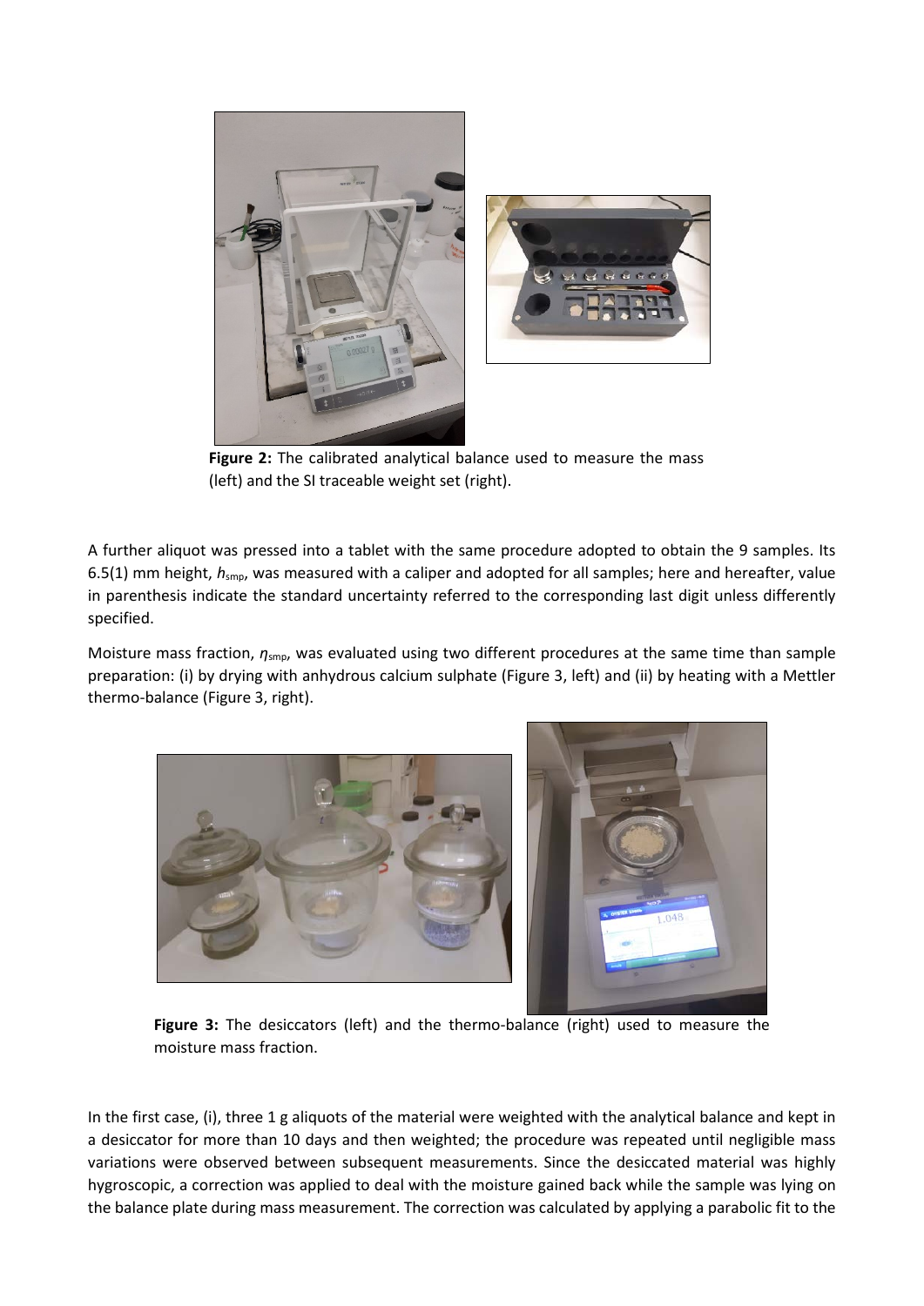**Figure 2:** The calibrated analytical balance used to measure the mass (left) and the SI traceable weight set (right).

A further aliquot was pressed into a tablet with the same procedure adopted to obtain the 9 samples. Its 6.5(1) mm height, $h_{\text{smp}}$, was measured with a caliper and adopted for all samples; here and hereafter, value in parenthesis indicate the standard uncertainty referred to the corresponding last digit unless differently specified.

Moisture mass fraction, $\eta_{\text{smp}}$, was evaluated using two different procedures at the same time than sample preparation: (i) by drying with anhydrous calcium sulphate (Figure 3, left) and (ii) by heating with a Mettler thermo-balance (Figure 3, right).

**Figure 3:** The desiccators (left) and the thermo-balance (right) used to measure the moisture mass fraction.

In the first case, (i), three 1 g aliquots of the material were weighted with the analytical balance and kept in a desiccator for more than 10 days and then weighted; the procedure was repeated until negligible mass variations were observed between subsequent measurements. Since the desiccated material was highly hygroscopic, a correction was applied to deal with the moisture gained back while the sample was lying on the balance plate during mass measurement. The correction was calculated by applying a parabolic fit to the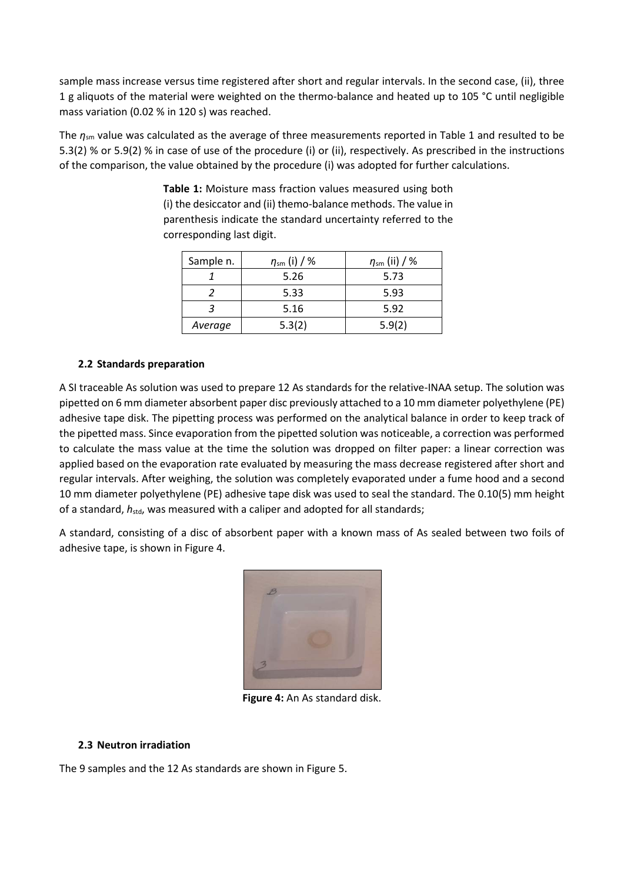sample mass increase versus time registered after short and regular intervals. In the second case, (ii), three 1 g aliquots of the material were weighted on the thermo-balance and heated up to 105 °C until negligible mass variation (0.02 % in 120 s) was reached.

The $\eta_{sm}$ value was calculated as the average of three measurements reported in Table 1 and resulted to be 5.3(2) % or 5.9(2) % in case of use of the procedure (i) or (ii), respectively. As prescribed in the instructions of the comparison, the value obtained by the procedure (i) was adopted for further calculations.

**Table 1:** Moisture mass fraction values measured using both (i) the desiccator and (ii) themo-balance methods. The value in parenthesis indicate the standard uncertainty referred to the corresponding last digit.

| Sample n. | $\eta_{sm}$ (i) / % | $\eta_{sm}$ (ii) / % |
|---|---|---|
| *1* | 5.26 | 5.73 |
| *2* | 5.33 | 5.93 |
| *3* | 5.16 | 5.92 |
| *Average* | 5.3(2) | 5.9(2) |

### 2.2 Standards preparation

A SI traceable As solution was used to prepare 12 As standards for the relative-INAA setup. The solution was pipetted on 6 mm diameter absorbent paper disc previously attached to a 10 mm diameter polyethylene (PE) adhesive tape disk. The pipetting process was performed on the analytical balance in order to keep track of the pipetted mass. Since evaporation from the pipetted solution was noticeable, a correction was performed to calculate the mass value at the time the solution was dropped on filter paper: a linear correction was applied based on the evaporation rate evaluated by measuring the mass decrease registered after short and regular intervals. After weighing, the solution was completely evaporated under a fume hood and a second 10 mm diameter polyethylene (PE) adhesive tape disk was used to seal the standard. The 0.10(5) mm height of a standard, $h_{std}$, was measured with a caliper and adopted for all standards;

A standard, consisting of a disc of absorbent paper with a known mass of As sealed between two foils of adhesive tape, is shown in Figure 4.

**Figure 4:** An As standard disk.

### 2.3 Neutron irradiation

The 9 samples and the 12 As standards are shown in Figure 5.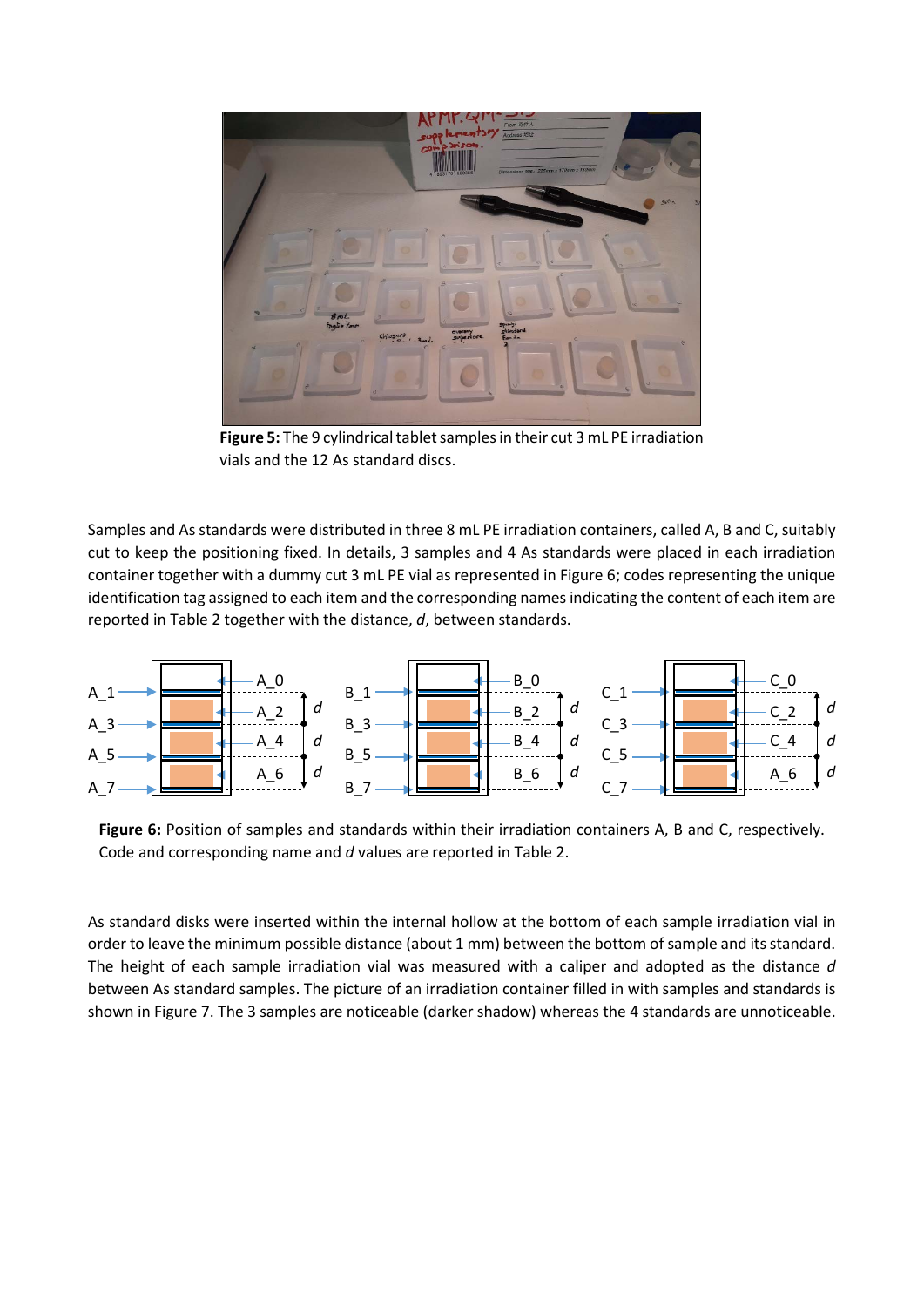**Figure 5:** The 9 cylindrical tablet samples in their cut 3 mL PE irradiation vials and the 12 As standard discs.

Samples and As standards were distributed in three 8 mL PE irradiation containers, called A, B and C, suitably cut to keep the positioning fixed. In details, 3 samples and 4 As standards were placed in each irradiation container together with a dummy cut 3 mL PE vial as represented in Figure 6; codes representing the unique identification tag assigned to each item and the corresponding names indicating the content of each item are reported in Table 2 together with the distance, *d*, between standards.

A_0
A_1
A_2
A_3
A_4
A_5
A_6
A_7
d
d
d

B_0
B_1
B_2
B_3
B_4
B_5
B_6
B_7
d
d
d

C_0
C_1
C_2
C_3
C_4
C_5
A_6
C_7
d
d
d

**Figure 6:** Position of samples and standards within their irradiation containers A, B and C, respectively. Code and corresponding name and *d* values are reported in Table 2.

As standard disks were inserted within the internal hollow at the bottom of each sample irradiation vial in order to leave the minimum possible distance (about 1 mm) between the bottom of sample and its standard. The height of each sample irradiation vial was measured with a caliper and adopted as the distance *d* between As standard samples. The picture of an irradiation container filled in with samples and standards is shown in Figure 7. The 3 samples are noticeable (darker shadow) whereas the 4 standards are unnoticeable.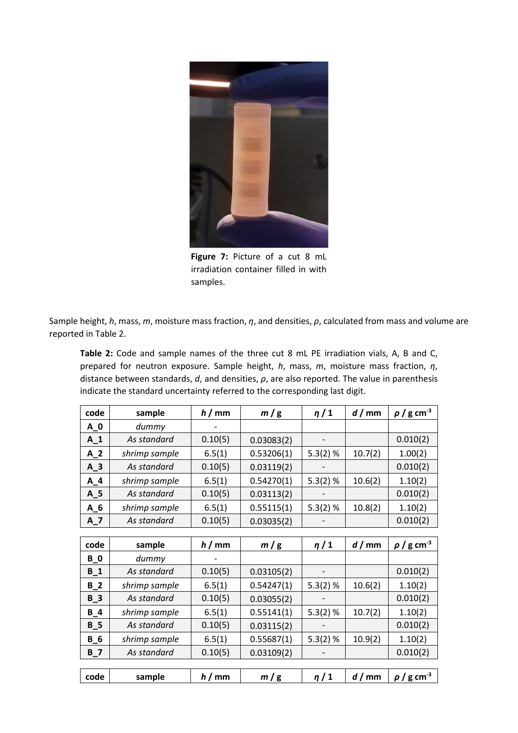Figure 7: Picture of a cut 8 mL irradiation container filled in with samples.

Sample height, *h*, mass, *m*, moisture mass fraction, *η*, and densities, *ρ*, calculated from mass and volume are reported in Table 2.

**Table 2:** Code and sample names of the three cut 8 mL PE irradiation vials, A, B and C, prepared for neutron exposure. Sample height, *h*, mass, *m*, moisture mass fraction, *η*, distance between standards, *d*, and densities, *ρ*, are also reported. The value in parenthesis indicate the standard uncertainty referred to the corresponding last digit.

| code | sample | $h$ / mm | $m$ / g | $\eta$ / 1 | $d$ / mm | $\rho$ / g cm$^{-3}$ |
|---|---|---|---|---|---|---|
| A_0 | *dummy* | - | | | | |
| A_1 | *As standard* | 0.10(5) | 0.03083(2) | - | | 0.010(2) |
| A_2 | *shrimp sample* | 6.5(1) | 0.53206(1) | 5.3(2) % | 10.7(2) | 1.00(2) |
| A_3 | *As standard* | 0.10(5) | 0.03119(2) | - | | 0.010(2) |
| A_4 | *shrimp sample* | 6.5(1) | 0.54270(1) | 5.3(2) % | 10.6(2) | 1.10(2) |
| A_5 | *As standard* | 0.10(5) | 0.03113(2) | - | | 0.010(2) |
| A_6 | *shrimp sample* | 6.5(1) | 0.55115(1) | 5.3(2) % | 10.8(2) | 1.10(2) |
| A_7 | *As standard* | 0.10(5) | 0.03035(2) | - | | 0.010(2) |

| code | sample | $h$ / mm | $m$ / g | $\eta$ / 1 | $d$ / mm | $\rho$ / g cm$^{-3}$ |
|---|---|---|---|---|---|---|
| B_0 | *dummy* | - | | | | |
| B_1 | *As standard* | 0.10(5) | 0.03105(2) | - | | 0.010(2) |
| B_2 | *shrimp sample* | 6.5(1) | 0.54247(1) | 5.3(2) % | 10.6(2) | 1.10(2) |
| B_3 | *As standard* | 0.10(5) | 0.03055(2) | - | | 0.010(2) |
| B_4 | *shrimp sample* | 6.5(1) | 0.55141(1) | 5.3(2) % | 10.7(2) | 1.10(2) |
| B_5 | *As standard* | 0.10(5) | 0.03115(2) | - | | 0.010(2) |
| B_6 | *shrimp sample* | 6.5(1) | 0.55687(1) | 5.3(2) % | 10.9(2) | 1.10(2) |
| B_7 | *As standard* | 0.10(5) | 0.03109(2) | - | | 0.010(2) |

| code | sample | $h$ / mm | $m$ / g | $\eta$ / 1 | $d$ / mm | $\rho$ / g cm$^{-3}$ |
|---|---|---|---|---|---|---|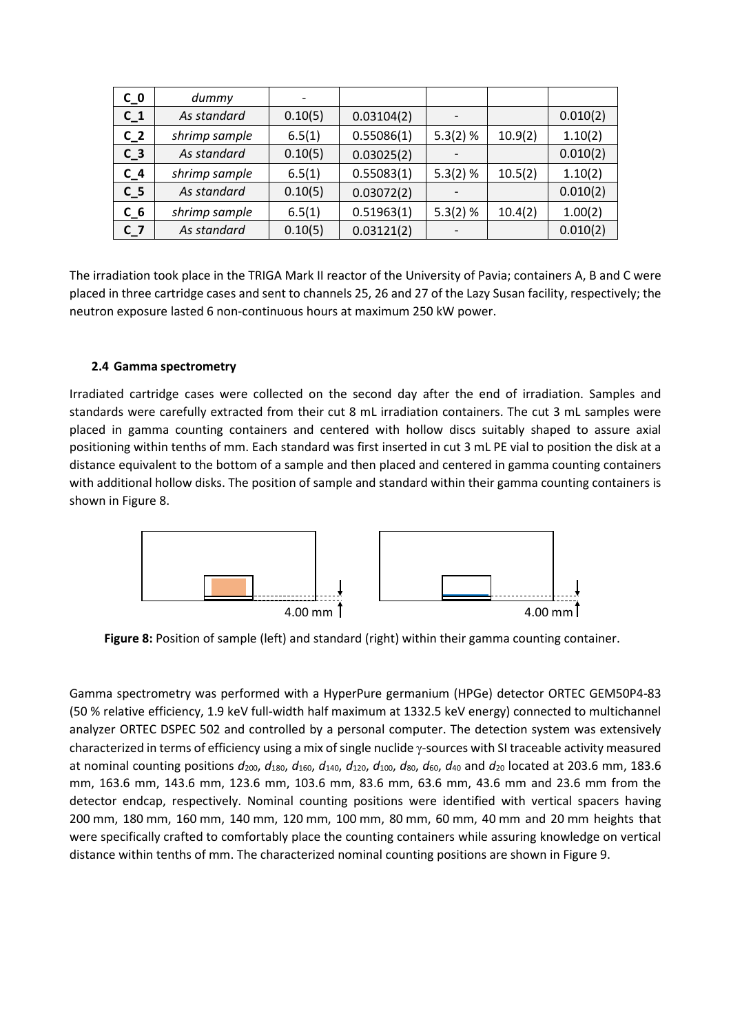| | | | | | | |
|---|---|---|---|---|---|---|
| C_0 | *dummy* | - | | | | |
| C_1 | *As standard* | 0.10(5) | 0.03104(2) | - | | 0.010(2) |
| C_2 | *shrimp sample* | 6.5(1) | 0.55086(1) | 5.3(2) % | 10.9(2) | 1.10(2) |
| C_3 | *As standard* | 0.10(5) | 0.03025(2) | - | | 0.010(2) |
| C_4 | *shrimp sample* | 6.5(1) | 0.55083(1) | 5.3(2) % | 10.5(2) | 1.10(2) |
| C_5 | *As standard* | 0.10(5) | 0.03072(2) | - | | 0.010(2) |
| C_6 | *shrimp sample* | 6.5(1) | 0.51963(1) | 5.3(2) % | 10.4(2) | 1.00(2) |
| C_7 | *As standard* | 0.10(5) | 0.03121(2) | - | | 0.010(2) |

The irradiation took place in the TRIGA Mark II reactor of the University of Pavia; containers A, B and C were placed in three cartridge cases and sent to channels 25, 26 and 27 of the Lazy Susan facility, respectively; the neutron exposure lasted 6 non-continuous hours at maximum 250 kW power.

### 2.4 Gamma spectrometry

Irradiated cartridge cases were collected on the second day after the end of irradiation. Samples and standards were carefully extracted from their cut 8 mL irradiation containers. The cut 3 mL samples were placed in gamma counting containers and centered with hollow discs suitably shaped to assure axial positioning within tenths of mm. Each standard was first inserted in cut 3 mL PE vial to position the disk at a distance equivalent to the bottom of a sample and then placed and centered in gamma counting containers with additional hollow disks. The position of sample and standard within their gamma counting containers is shown in Figure 8.

4.00 mm

4.00 mm

**Figure 8:** Position of sample (left) and standard (right) within their gamma counting container.

Gamma spectrometry was performed with a HyperPure germanium (HPGe) detector ORTEC GEM50P4-83 (50 % relative efficiency, 1.9 keV full-width half maximum at 1332.5 keV energy) connected to multichannel analyzer ORTEC DSPEC 502 and controlled by a personal computer. The detection system was extensively characterized in terms of efficiency using a mix of single nuclide γ-sources with SI traceable activity measured at nominal counting positions $d_{200}$, $d_{180}$, $d_{160}$, $d_{140}$, $d_{120}$, $d_{100}$, $d_{80}$, $d_{60}$, $d_{40}$ and $d_{20}$ located at 203.6 mm, 183.6 mm, 163.6 mm, 143.6 mm, 123.6 mm, 103.6 mm, 83.6 mm, 63.6 mm, 43.6 mm and 23.6 mm from the detector endcap, respectively. Nominal counting positions were identified with vertical spacers having 200 mm, 180 mm, 160 mm, 140 mm, 120 mm, 100 mm, 80 mm, 60 mm, 40 mm and 20 mm heights that were specifically crafted to comfortably place the counting containers while assuring knowledge on vertical distance within tenths of mm. The characterized nominal counting positions are shown in Figure 9.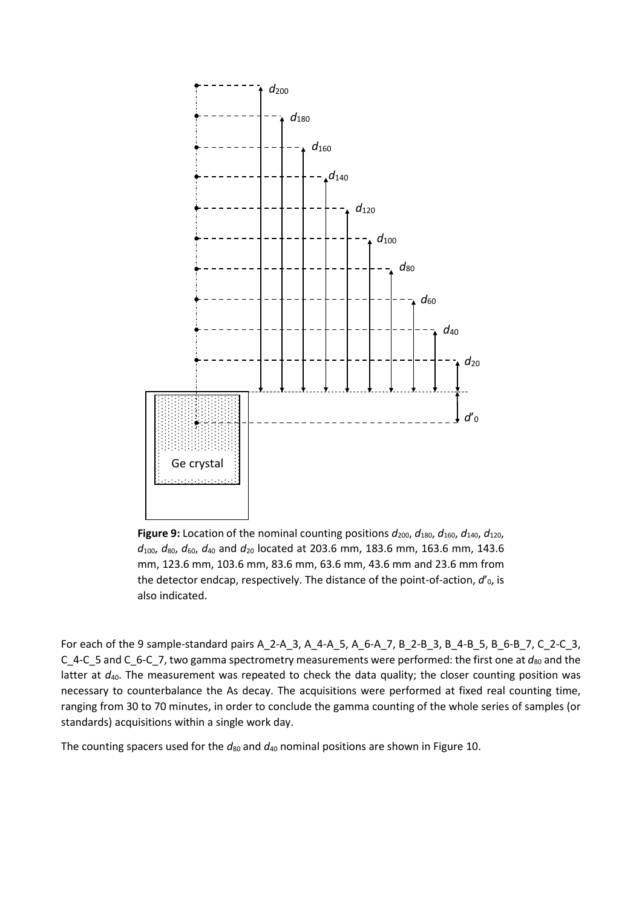$d_{200}$

$d_{180}$

$d_{160}$

$d_{140}$

$d_{120}$

$d_{100}$

$d_{80}$

$d_{60}$

$d_{40}$

$d_{20}$

$d'_0$

Ge crystal

**Figure 9:** Location of the nominal counting positions $d_{200}$, $d_{180}$, $d_{160}$, $d_{140}$, $d_{120}$, $d_{100}$, $d_{80}$, $d_{60}$, $d_{40}$ and $d_{20}$ located at 203.6 mm, 183.6 mm, 163.6 mm, 143.6 mm, 123.6 mm, 103.6 mm, 83.6 mm, 63.6 mm, 43.6 mm and 23.6 mm from the detector endcap, respectively. The distance of the point-of-action, $d'_0$, is also indicated.

For each of the 9 sample-standard pairs A_2-A_3, A_4-A_5, A_6-A_7, B_2-B_3, B_4-B_5, B_6-B_7, C_2-C_3, C_4-C_5 and C_6-C_7, two gamma spectrometry measurements were performed: the first one at $d_{80}$ and the latter at $d_{40}$. The measurement was repeated to check the data quality; the closer counting position was necessary to counterbalance the As decay. The acquisitions were performed at fixed real counting time, ranging from 30 to 70 minutes, in order to conclude the gamma counting of the whole series of samples (or standards) acquisitions within a single work day.

The counting spacers used for the $d_{80}$ and $d_{40}$ nominal positions are shown in Figure 10.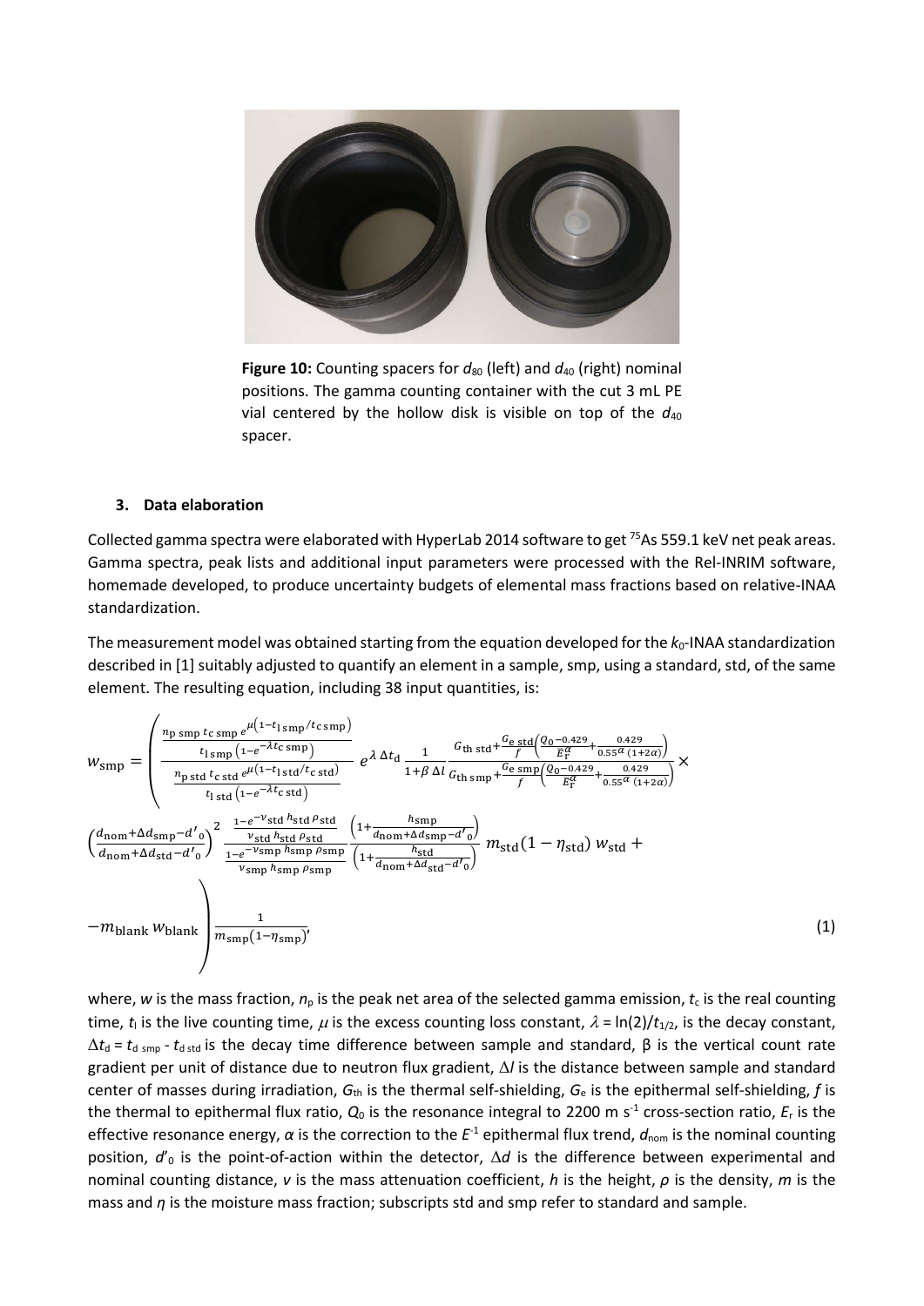**Figure 10:** Counting spacers for $d_{80}$ (left) and $d_{40}$ (right) nominal positions. The gamma counting container with the cut 3 mL PE vial centered by the hollow disk is visible on top of the $d_{40}$ spacer.

## 3. Data elaboration

Collected gamma spectra were elaborated with HyperLab 2014 software to get $^{75}$As 559.1 keV net peak areas. Gamma spectra, peak lists and additional input parameters were processed with the Rel-INRIM software, homemade developed, to produce uncertainty budgets of elemental mass fractions based on relative-INAA standardization.

The measurement model was obtained starting from the equation developed for the $k_0$-INAA standardization described in [1] suitably adjusted to quantify an element in a sample, smp, using a standard, std, of the same element. The resulting equation, including 38 input quantities, is:

$$w_{\mathrm{smp}} = \left( \frac{\frac{n_{\mathrm{p\,smp}}\, t_{\mathrm{c\,smp}}\, e^{\mu\left(1 - t_{\mathrm{l\,smp}}/t_{\mathrm{c\,smp}}\right)}}{t_{\mathrm{l\,smp}}\left(1 - e^{-\lambda t_{\mathrm{c\,smp}}}\right)}}{\frac{n_{\mathrm{p\,std}}\, t_{\mathrm{c\,std}}\, e^{\mu\left(1 - t_{\mathrm{l\,std}}/t_{\mathrm{c\,std}}\right)}}{t_{\mathrm{l\,std}}\left(1 - e^{-\lambda t_{\mathrm{c\,std}}}\right)}} e^{\lambda\, \Delta t_{\mathrm{d}}} \frac{1}{1 + \beta\, \Delta l} \frac{G_{\mathrm{th\,std}} + \frac{G_{\mathrm{e\,std}}}{f}\left(\frac{Q_0 - 0.429}{E_{\mathrm{r}}^{\alpha}} + \frac{0.429}{0.55^{\alpha}(1+2\alpha)}\right)}{G_{\mathrm{th\,smp}} + \frac{G_{\mathrm{e\,smp}}}{f}\left(\frac{Q_0 - 0.429}{E_{\mathrm{r}}^{\alpha}} + \frac{0.429}{0.55^{\alpha}(1+2\alpha)}\right)} \times \right.$$

$$\left(\frac{d_{\mathrm{nom}} + \Delta d_{\mathrm{smp}} - d'_0}{d_{\mathrm{nom}} + \Delta d_{\mathrm{std}} - d'_0}\right)^2 \frac{\frac{1 - e^{-\nu_{\mathrm{std}}\, h_{\mathrm{std}}\, \rho_{\mathrm{std}}}}{\nu_{\mathrm{std}}\, h_{\mathrm{std}}\, \rho_{\mathrm{std}}}}{\frac{1 - e^{-\nu_{\mathrm{smp}}\, h_{\mathrm{smp}}\, \rho_{\mathrm{smp}}}}{\nu_{\mathrm{smp}}\, h_{\mathrm{smp}}\, \rho_{\mathrm{smp}}}} \frac{\left(1 + \frac{h_{\mathrm{smp}}}{d_{\mathrm{nom}} + \Delta d_{\mathrm{smp}} - d'_0}\right)}{\left(1 + \frac{h_{\mathrm{std}}}{d_{\mathrm{nom}} + \Delta d_{\mathrm{std}} - d'_0}\right)} m_{\mathrm{std}}(1 - \eta_{\mathrm{std}})\, w_{\mathrm{std}} +$$

$$\left. - m_{\mathrm{blank}}\, w_{\mathrm{blank}} \right) \frac{1}{m_{\mathrm{smp}}(1 - \eta_{\mathrm{smp}})}, \tag{1}$$

where, $w$ is the mass fraction, $n_{\mathrm{p}}$ is the peak net area of the selected gamma emission, $t_{\mathrm{c}}$ is the real counting time, $t_{\mathrm{l}}$ is the live counting time, $\mu$ is the excess counting loss constant, $\lambda = \ln(2)/t_{1/2}$, is the decay constant, $\Delta t_{\mathrm{d}} = t_{\mathrm{d\,smp}} - t_{\mathrm{d\,std}}$ is the decay time difference between sample and standard, β is the vertical count rate gradient per unit of distance due to neutron flux gradient, $\Delta l$ is the distance between sample and standard center of masses during irradiation, $G_{\mathrm{th}}$ is the thermal self-shielding, $G_{\mathrm{e}}$ is the epithermal self-shielding, $f$ is the thermal to epithermal flux ratio, $Q_0$ is the resonance integral to 2200 m s$^{-1}$ cross-section ratio, $E_{\mathrm{r}}$ is the effective resonance energy, $\alpha$ is the correction to the $E^{-1}$ epithermal flux trend, $d_{\mathrm{nom}}$ is the nominal counting position, $d'_0$ is the point-of-action within the detector, $\Delta d$ is the difference between experimental and nominal counting distance, $\nu$ is the mass attenuation coefficient, $h$ is the height, $\rho$ is the density, $m$ is the mass and $\eta$ is the moisture mass fraction; subscripts std and smp refer to standard and sample.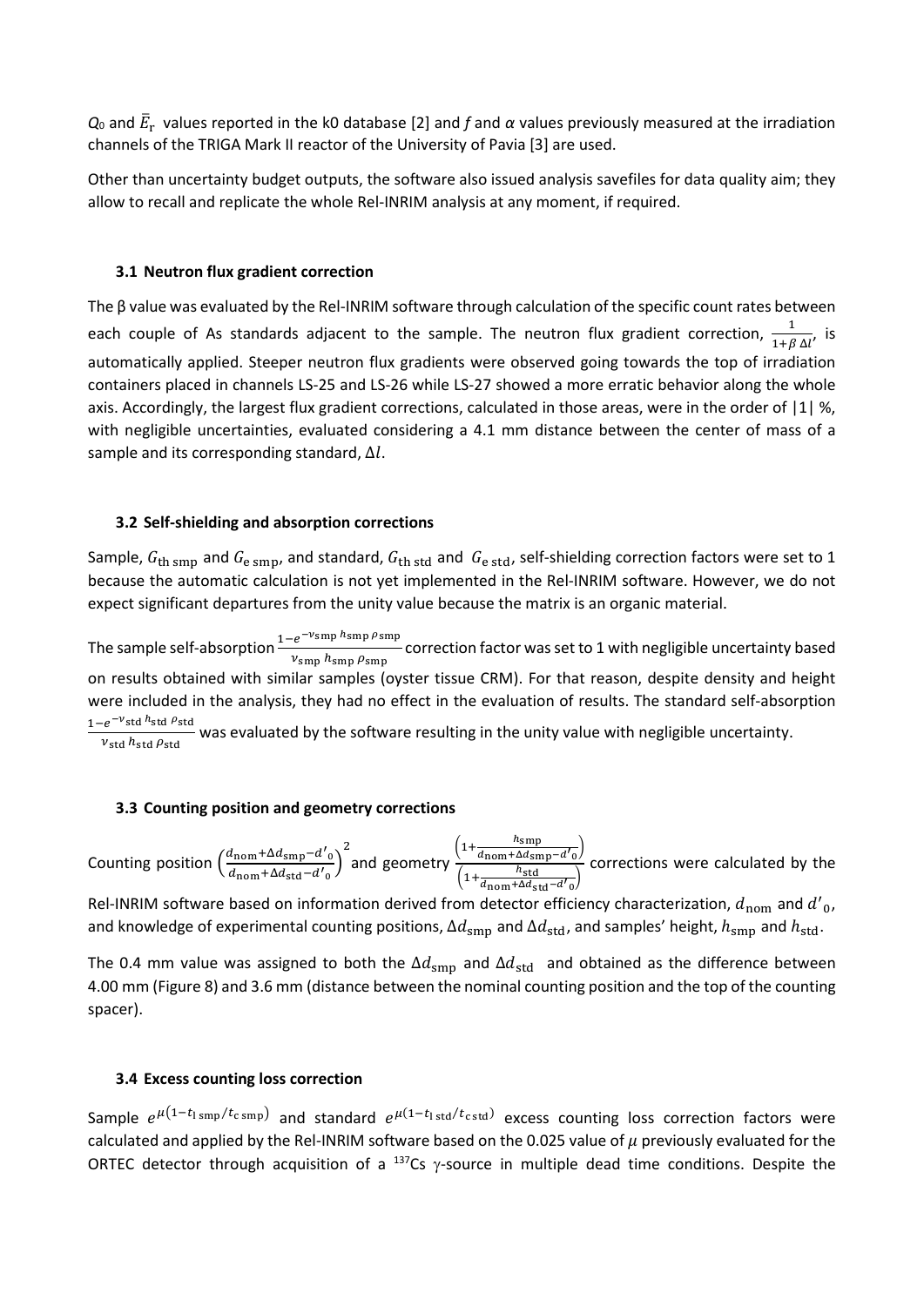$Q_0$ and $\bar{E}_{\mathrm{r}}$ values reported in the k0 database [2] and $f$ and $\alpha$ values previously measured at the irradiation channels of the TRIGA Mark II reactor of the University of Pavia [3] are used.

Other than uncertainty budget outputs, the software also issued analysis savefiles for data quality aim; they allow to recall and replicate the whole Rel-INRIM analysis at any moment, if required.

### 3.1 Neutron flux gradient correction

The β value was evaluated by the Rel-INRIM software through calculation of the specific count rates between each couple of As standards adjacent to the sample. The neutron flux gradient correction, $\frac{1}{1+\beta\,\Delta l}$, is automatically applied. Steeper neutron flux gradients were observed going towards the top of irradiation containers placed in channels LS-25 and LS-26 while LS-27 showed a more erratic behavior along the whole axis. Accordingly, the largest flux gradient corrections, calculated in those areas, were in the order of |1| %, with negligible uncertainties, evaluated considering a 4.1 mm distance between the center of mass of a sample and its corresponding standard, $\Delta l$.

### 3.2 Self-shielding and absorption corrections

Sample, $G_{\mathrm{th\,smp}}$ and $G_{\mathrm{e\,smp}}$, and standard, $G_{\mathrm{th\,std}}$ and $G_{\mathrm{e\,std}}$, self-shielding correction factors were set to 1 because the automatic calculation is not yet implemented in the Rel-INRIM software. However, we do not expect significant departures from the unity value because the matrix is an organic material.

The sample self-absorption $\frac{1-e^{-\nu_{\mathrm{smp}}\,h_{\mathrm{smp}}\,\rho_{\mathrm{smp}}}}{\nu_{\mathrm{smp}}\,h_{\mathrm{smp}}\,\rho_{\mathrm{smp}}}$ correction factor was set to 1 with negligible uncertainty based on results obtained with similar samples (oyster tissue CRM). For that reason, despite density and height were included in the analysis, they had no effect in the evaluation of results. The standard self-absorption $\frac{1-e^{-\nu_{\mathrm{std}}\,h_{\mathrm{std}}\,\rho_{\mathrm{std}}}}{\nu_{\mathrm{std}}\,h_{\mathrm{std}}\,\rho_{\mathrm{std}}}$ was evaluated by the software resulting in the unity value with negligible uncertainty.

### 3.3 Counting position and geometry corrections

Counting position $\left(\frac{d_{\mathrm{nom}}+\Delta d_{\mathrm{smp}}-d'_0}{d_{\mathrm{nom}}+\Delta d_{\mathrm{std}}-d'_0}\right)^2$ and geometry $\frac{\left(1+\frac{h_{\mathrm{smp}}}{d_{\mathrm{nom}}+\Delta d_{\mathrm{smp}}-d'_0}\right)}{\left(1+\frac{h_{\mathrm{std}}}{d_{\mathrm{nom}}+\Delta d_{\mathrm{std}}-d'_0}\right)}$ corrections were calculated by the Rel-INRIM software based on information derived from detector efficiency characterization, $d_{\mathrm{nom}}$ and $d'_0$, and knowledge of experimental counting positions, $\Delta d_{\mathrm{smp}}$ and $\Delta d_{\mathrm{std}}$, and samples' height, $h_{\mathrm{smp}}$ and $h_{\mathrm{std}}$.

The 0.4 mm value was assigned to both the $\Delta d_{\mathrm{smp}}$ and $\Delta d_{\mathrm{std}}$ and obtained as the difference between 4.00 mm (Figure 8) and 3.6 mm (distance between the nominal counting position and the top of the counting spacer).

### 3.4 Excess counting loss correction

Sample $e^{\mu(1-t_{\mathrm{l\,smp}}/t_{\mathrm{c\,smp}})}$ and standard $e^{\mu(1-t_{\mathrm{l\,std}}/t_{\mathrm{c\,std}})}$ excess counting loss correction factors were calculated and applied by the Rel-INRIM software based on the 0.025 value of $\mu$ previously evaluated for the ORTEC detector through acquisition of a $^{137}Cs$ γ-source in multiple dead time conditions. Despite the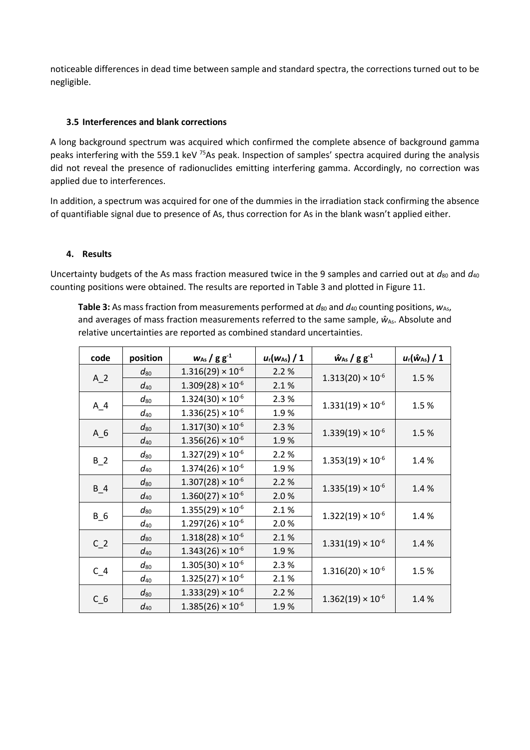noticeable differences in dead time between sample and standard spectra, the corrections turned out to be negligible.

### 3.5 Interferences and blank corrections

A long background spectrum was acquired which confirmed the complete absence of background gamma peaks interfering with the 559.1 keV $^{75}$As peak. Inspection of samples' spectra acquired during the analysis did not reveal the presence of radionuclides emitting interfering gamma. Accordingly, no correction was applied due to interferences.

In addition, a spectrum was acquired for one of the dummies in the irradiation stack confirming the absence of quantifiable signal due to presence of As, thus correction for As in the blank wasn't applied either.

## 4. Results

Uncertainty budgets of the As mass fraction measured twice in the 9 samples and carried out at $d_{80}$ and $d_{40}$ counting positions were obtained. The results are reported in Table 3 and plotted in Figure 11.

**Table 3:** As mass fraction from measurements performed at $d_{80}$ and $d_{40}$ counting positions, $w_{As}$, and averages of mass fraction measurements referred to the same sample, $\hat{w}_{As}$. Absolute and relative uncertainties are reported as combined standard uncertainties.

| code | position | $w_{As}$ / g g$^{-1}$ | $u_r(w_{As})$ / 1 | $\hat{w}_{As}$ / g g$^{-1}$ | $u_r(\hat{w}_{As})$ / 1 |
|---|---|---|---|---|---|
| A_2 | $d_{80}$ | 1.316(29) × 10$^{-6}$ | 2.2 % | 1.313(20) × 10$^{-6}$ | 1.5 % |
| | $d_{40}$ | 1.309(28) × 10$^{-6}$ | 2.1 % | | |
| A_4 | $d_{80}$ | 1.324(30) × 10$^{-6}$ | 2.3 % | 1.331(19) × 10$^{-6}$ | 1.5 % |
| | $d_{40}$ | 1.336(25) × 10$^{-6}$ | 1.9 % | | |
| A_6 | $d_{80}$ | 1.317(30) × 10$^{-6}$ | 2.3 % | 1.339(19) × 10$^{-6}$ | 1.5 % |
| | $d_{40}$ | 1.356(26) × 10$^{-6}$ | 1.9 % | | |
| B_2 | $d_{80}$ | 1.327(29) × 10$^{-6}$ | 2.2 % | 1.353(19) × 10$^{-6}$ | 1.4 % |
| | $d_{40}$ | 1.374(26) × 10$^{-6}$ | 1.9 % | | |
| B_4 | $d_{80}$ | 1.307(28) × 10$^{-6}$ | 2.2 % | 1.335(19) × 10$^{-6}$ | 1.4 % |
| | $d_{40}$ | 1.360(27) × 10$^{-6}$ | 2.0 % | | |
| B_6 | $d_{80}$ | 1.355(29) × 10$^{-6}$ | 2.1 % | 1.322(19) × 10$^{-6}$ | 1.4 % |
| | $d_{40}$ | 1.297(26) × 10$^{-6}$ | 2.0 % | | |
| C_2 | $d_{80}$ | 1.318(28) × 10$^{-6}$ | 2.1 % | 1.331(19) × 10$^{-6}$ | 1.4 % |
| | $d_{40}$ | 1.343(26) × 10$^{-6}$ | 1.9 % | | |
| C_4 | $d_{80}$ | 1.305(30) × 10$^{-6}$ | 2.3 % | 1.316(20) × 10$^{-6}$ | 1.5 % |
| | $d_{40}$ | 1.325(27) × 10$^{-6}$ | 2.1 % | | |
| C_6 | $d_{80}$ | 1.333(29) × 10$^{-6}$ | 2.2 % | 1.362(19) × 10$^{-6}$ | 1.4 % |
| | $d_{40}$ | 1.385(26) × 10$^{-6}$ | 1.9 % | | |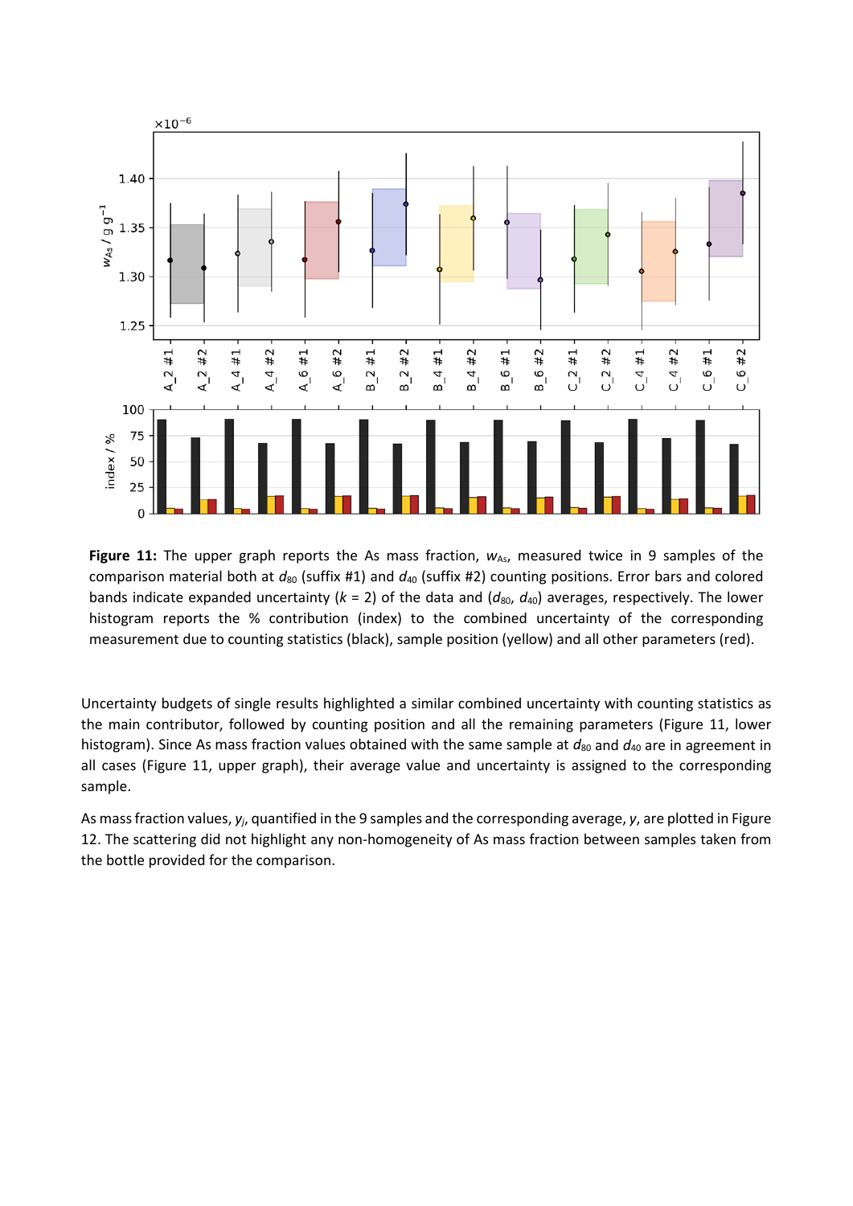×10⁻⁶

1.40

1.35

1.30

1.25

$w_{As}$ / g g$^{-1}$

A_2 #1
A_2 #2
A_4 #1
A_4 #2
A_6 #1
A_6 #2
B_2 #1
B_2 #2
B_4 #1
B_4 #2
B_6 #1
B_6 #2
C_2 #1
C_2 #2
C_4 #1
C_4 #2
C_6 #1
C_6 #2

100
75
50
25
0

index / %

**Figure 11:** The upper graph reports the As mass fraction, $w_{As}$, measured twice in 9 samples of the comparison material both at $d_{80}$ (suffix #1) and $d_{40}$ (suffix #2) counting positions. Error bars and colored bands indicate expanded uncertainty ($k$ = 2) of the data and ($d_{80}$, $d_{40}$) averages, respectively. The lower histogram reports the % contribution (index) to the combined uncertainty of the corresponding measurement due to counting statistics (black), sample position (yellow) and all other parameters (red).

Uncertainty budgets of single results highlighted a similar combined uncertainty with counting statistics as the main contributor, followed by counting position and all the remaining parameters (Figure 11, lower histogram). Since As mass fraction values obtained with the same sample at $d_{80}$ and $d_{40}$ are in agreement in all cases (Figure 11, upper graph), their average value and uncertainty is assigned to the corresponding sample.

As mass fraction values, $y_j$, quantified in the 9 samples and the corresponding average, $y$, are plotted in Figure 12. The scattering did not highlight any non-homogeneity of As mass fraction between samples taken from the bottle provided for the comparison.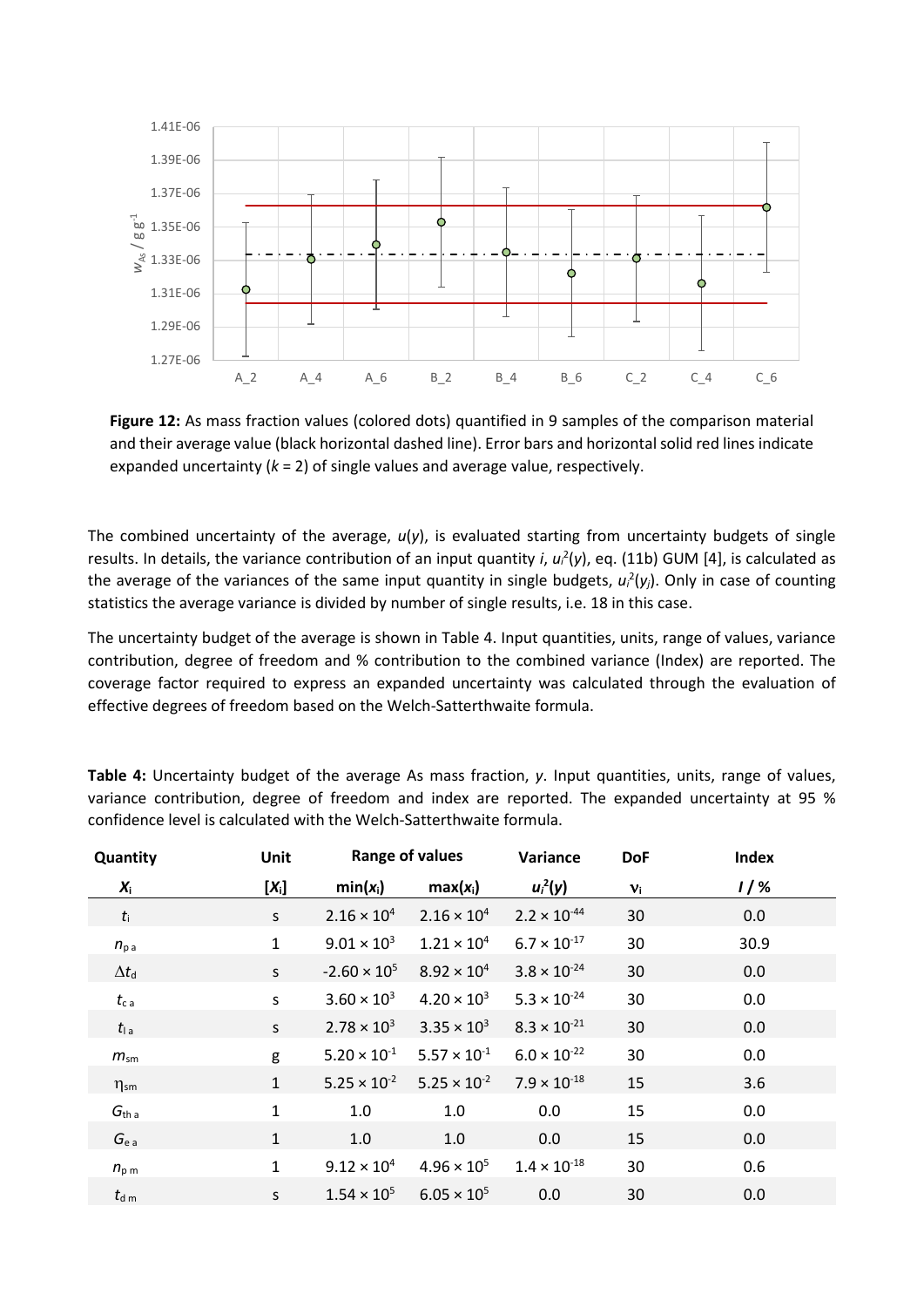1.41E-06
1.39E-06
1.37E-06
1.35E-06
1.33E-06
1.31E-06
1.29E-06
1.27E-06

$w_{As}$ / g g$^{-1}$

A_2 A_4 A_6 B_2 B_4 B_6 C_2 C_4 C_6

**Figure 12:** As mass fraction values (colored dots) quantified in 9 samples of the comparison material and their average value (black horizontal dashed line). Error bars and horizontal solid red lines indicate expanded uncertainty ($k$ = 2) of single values and average value, respectively.

The combined uncertainty of the average, $u(y)$, is evaluated starting from uncertainty budgets of single results. In details, the variance contribution of an input quantity $i$, $u_i^2(y)$, eq. (11b) GUM [4], is calculated as the average of the variances of the same input quantity in single budgets, $u_i^2(y_j)$. Only in case of counting statistics the average variance is divided by number of single results, i.e. 18 in this case.

The uncertainty budget of the average is shown in Table 4. Input quantities, units, range of values, variance contribution, degree of freedom and % contribution to the combined variance (Index) are reported. The coverage factor required to express an expanded uncertainty was calculated through the evaluation of effective degrees of freedom based on the Welch-Satterthwaite formula.

**Table 4:** Uncertainty budget of the average As mass fraction, $y$. Input quantities, units, range of values, variance contribution, degree of freedom and index are reported. The expanded uncertainty at 95 % confidence level is calculated with the Welch-Satterthwaite formula.

| Quantity | Unit | Range of values | | Variance | DoF | Index |
|---|---|---|---|---|---|---|
| $X_i$ | $[X_i]$ | $\min(x_i)$ | $\max(x_i)$ | $u_i^2(y)$ | $\nu_i$ | $I$ / % |
| $t_i$ | s | $2.16 \times 10^{4}$ | $2.16 \times 10^{4}$ | $2.2 \times 10^{-44}$ | 30 | 0.0 |
| $n_{p\,a}$ | 1 | $9.01 \times 10^{3}$ | $1.21 \times 10^{4}$ | $6.7 \times 10^{-17}$ | 30 | 30.9 |
| $\Delta t_d$ | s | $-2.60 \times 10^{5}$ | $8.92 \times 10^{4}$ | $3.8 \times 10^{-24}$ | 30 | 0.0 |
| $t_{c\,a}$ | s | $3.60 \times 10^{3}$ | $4.20 \times 10^{3}$ | $5.3 \times 10^{-24}$ | 30 | 0.0 |
| $t_{l\,a}$ | s | $2.78 \times 10^{3}$ | $3.35 \times 10^{3}$ | $8.3 \times 10^{-21}$ | 30 | 0.0 |
| $m_{sm}$ | g | $5.20 \times 10^{-1}$ | $5.57 \times 10^{-1}$ | $6.0 \times 10^{-22}$ | 30 | 0.0 |
| $\eta_{sm}$ | 1 | $5.25 \times 10^{-2}$ | $5.25 \times 10^{-2}$ | $7.9 \times 10^{-18}$ | 15 | 3.6 |
| $G_{th\,a}$ | 1 | 1.0 | 1.0 | 0.0 | 15 | 0.0 |
| $G_{e\,a}$ | 1 | 1.0 | 1.0 | 0.0 | 15 | 0.0 |
| $n_{p\,m}$ | 1 | $9.12 \times 10^{4}$ | $4.96 \times 10^{5}$ | $1.4 \times 10^{-18}$ | 30 | 0.6 |
| $t_{d\,m}$ | s | $1.54 \times 10^{5}$ | $6.05 \times 10^{5}$ | 0.0 | 30 | 0.0 |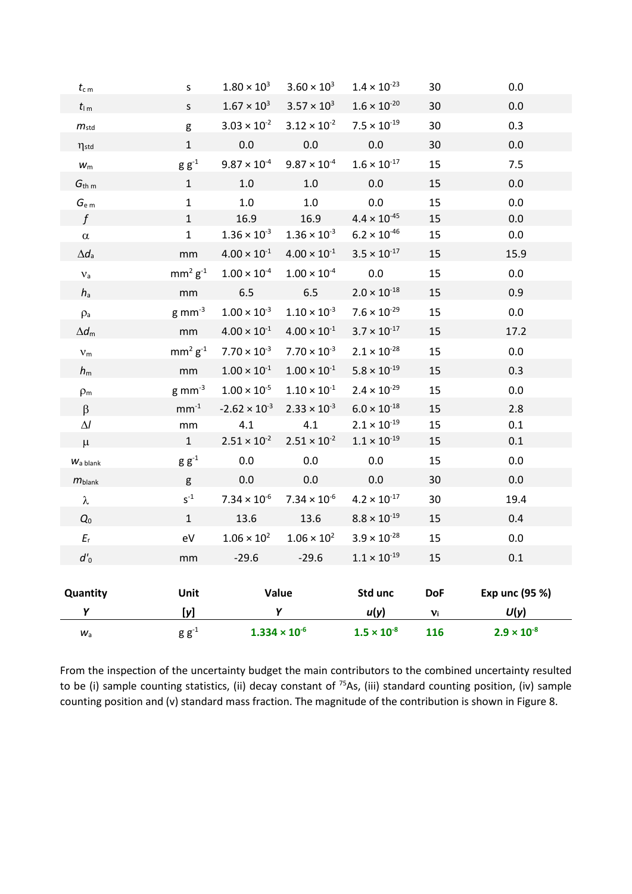| | | | | | | |
|---|---|---|---|---|---|---|
| $t_{c\,m}$ | s | $1.80 \times 10^{3}$ | $3.60 \times 10^{3}$ | $1.4 \times 10^{-23}$ | 30 | 0.0 |
| $t_{l\,m}$ | s | $1.67 \times 10^{3}$ | $3.57 \times 10^{3}$ | $1.6 \times 10^{-20}$ | 30 | 0.0 |
| $m_{std}$ | g | $3.03 \times 10^{-2}$ | $3.12 \times 10^{-2}$ | $7.5 \times 10^{-19}$ | 30 | 0.3 |
| $\eta_{std}$ | 1 | 0.0 | 0.0 | 0.0 | 30 | 0.0 |
| $w_{m}$ | g g$^{-1}$ | $9.87 \times 10^{-4}$ | $9.87 \times 10^{-4}$ | $1.6 \times 10^{-17}$ | 15 | 7.5 |
| $G_{th\,m}$ | 1 | 1.0 | 1.0 | 0.0 | 15 | 0.0 |
| $G_{e\,m}$ | 1 | 1.0 | 1.0 | 0.0 | 15 | 0.0 |
| $f$ | 1 | 16.9 | 16.9 | $4.4 \times 10^{-45}$ | 15 | 0.0 |
| $\alpha$ | 1 | $1.36 \times 10^{-3}$ | $1.36 \times 10^{-3}$ | $6.2 \times 10^{-46}$ | 15 | 0.0 |
| $\Delta d_{a}$ | mm | $4.00 \times 10^{-1}$ | $4.00 \times 10^{-1}$ | $3.5 \times 10^{-17}$ | 15 | 15.9 |
| $\nu_{a}$ | mm$^{2}$ g$^{-1}$ | $1.00 \times 10^{-4}$ | $1.00 \times 10^{-4}$ | 0.0 | 15 | 0.0 |
| $h_{a}$ | mm | 6.5 | 6.5 | $2.0 \times 10^{-18}$ | 15 | 0.9 |
| $\rho_{a}$ | g mm$^{-3}$ | $1.00 \times 10^{-3}$ | $1.10 \times 10^{-3}$ | $7.6 \times 10^{-29}$ | 15 | 0.0 |
| $\Delta d_{m}$ | mm | $4.00 \times 10^{-1}$ | $4.00 \times 10^{-1}$ | $3.7 \times 10^{-17}$ | 15 | 17.2 |
| $\nu_{m}$ | mm$^{2}$ g$^{-1}$ | $7.70 \times 10^{-3}$ | $7.70 \times 10^{-3}$ | $2.1 \times 10^{-28}$ | 15 | 0.0 |
| $h_{m}$ | mm | $1.00 \times 10^{-1}$ | $1.00 \times 10^{-1}$ | $5.8 \times 10^{-19}$ | 15 | 0.3 |
| $\rho_{m}$ | g mm$^{-3}$ | $1.00 \times 10^{-5}$ | $1.10 \times 10^{-1}$ | $2.4 \times 10^{-29}$ | 15 | 0.0 |
| $\beta$ | mm$^{-1}$ | $-2.62 \times 10^{-3}$ | $2.33 \times 10^{-3}$ | $6.0 \times 10^{-18}$ | 15 | 2.8 |
| $\Delta l$ | mm | 4.1 | 4.1 | $2.1 \times 10^{-19}$ | 15 | 0.1 |
| $\mu$ | 1 | $2.51 \times 10^{-2}$ | $2.51 \times 10^{-2}$ | $1.1 \times 10^{-19}$ | 15 | 0.1 |
| $w_{a\,blank}$ | g g$^{-1}$ | 0.0 | 0.0 | 0.0 | 15 | 0.0 |
| $m_{blank}$ | g | 0.0 | 0.0 | 0.0 | 30 | 0.0 |
| $\lambda$ | s$^{-1}$ | $7.34 \times 10^{-6}$ | $7.34 \times 10^{-6}$ | $4.2 \times 10^{-17}$ | 30 | 19.4 |
| $Q_{0}$ | 1 | 13.6 | 13.6 | $8.8 \times 10^{-19}$ | 15 | 0.4 |
| $E_{r}$ | eV | $1.06 \times 10^{2}$ | $1.06 \times 10^{2}$ | $3.9 \times 10^{-28}$ | 15 | 0.0 |
| $d'_{0}$ | mm | -29.6 | -29.6 | $1.1 \times 10^{-19}$ | 15 | 0.1 |

| **Quantity** | **Unit** | **Value** | **Std unc** | **DoF** | **Exp unc (95 %)** |
|---|---|---|---|---|---|
| ***Y*** | **[*y*]** | ***Y*** | ***u*(*y*)** | $\nu_i$ | ***U*(*y*)** |
| $w_{a}$ | g g$^{-1}$ | **$1.334 \times 10^{-6}$** | **$1.5 \times 10^{-8}$** | **116** | **$2.9 \times 10^{-8}$** |

From the inspection of the uncertainty budget the main contributors to the combined uncertainty resulted to be (i) sample counting statistics, (ii) decay constant of $^{75}$As, (iii) standard counting position, (iv) sample counting position and (v) standard mass fraction. The magnitude of the contribution is shown in Figure 8.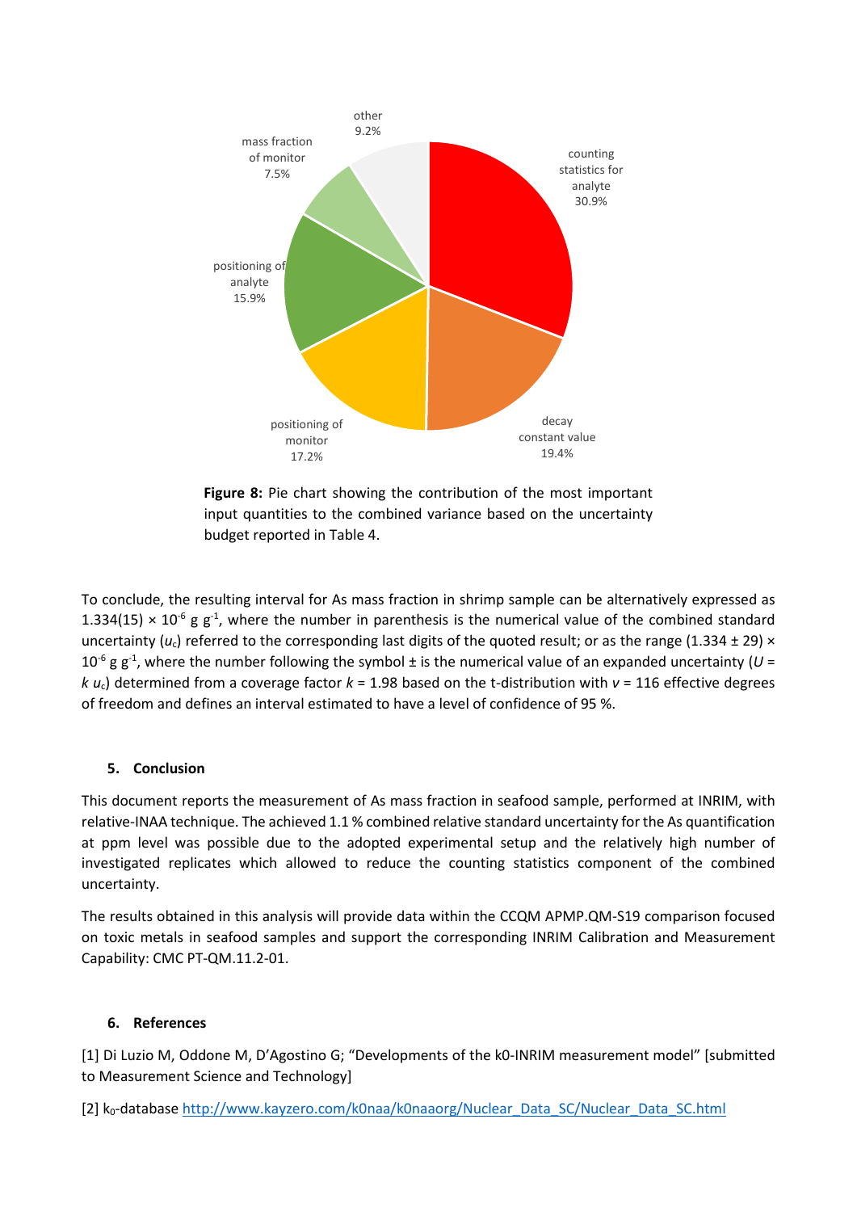other
9.2%

counting
statistics for
analyte
30.9%

decay
constant value
19.4%

positioning of
monitor
17.2%

positioning of
analyte
15.9%

mass fraction
of monitor
7.5%

**Figure 8:** Pie chart showing the contribution of the most important input quantities to the combined variance based on the uncertainty budget reported in Table 4.

To conclude, the resulting interval for As mass fraction in shrimp sample can be alternatively expressed as $1.334(15) \times 10^{-6}$ g $\mathrm{g}^{-1}$, where the number in parenthesis is the numerical value of the combined standard uncertainty ($u_c$) referred to the corresponding last digits of the quoted result; or as the range $(1.334 \pm 29) \times 10^{-6}$ g $\mathrm{g}^{-1}$, where the number following the symbol ± is the numerical value of an expanded uncertainty ($U = k\, u_c$) determined from a coverage factor $k = 1.98$ based on the t-distribution with $\nu = 116$ effective degrees of freedom and defines an interval estimated to have a level of confidence of 95 %.

## 5. Conclusion

This document reports the measurement of As mass fraction in seafood sample, performed at INRIM, with relative-INAA technique. The achieved 1.1 % combined relative standard uncertainty for the As quantification at ppm level was possible due to the adopted experimental setup and the relatively high number of investigated replicates which allowed to reduce the counting statistics component of the combined uncertainty.

The results obtained in this analysis will provide data within the CCQM APMP.QM-S19 comparison focused on toxic metals in seafood samples and support the corresponding INRIM Calibration and Measurement Capability: CMC PT-QM.11.2-01.

## 6. References

[1] Di Luzio M, Oddone M, D'Agostino G; "Developments of the k0-INRIM measurement model" [submitted to Measurement Science and Technology]

[2] $k_0$-database http://www.kayzero.com/k0naa/k0naaorg/Nuclear_Data_SC/Nuclear_Data_SC.html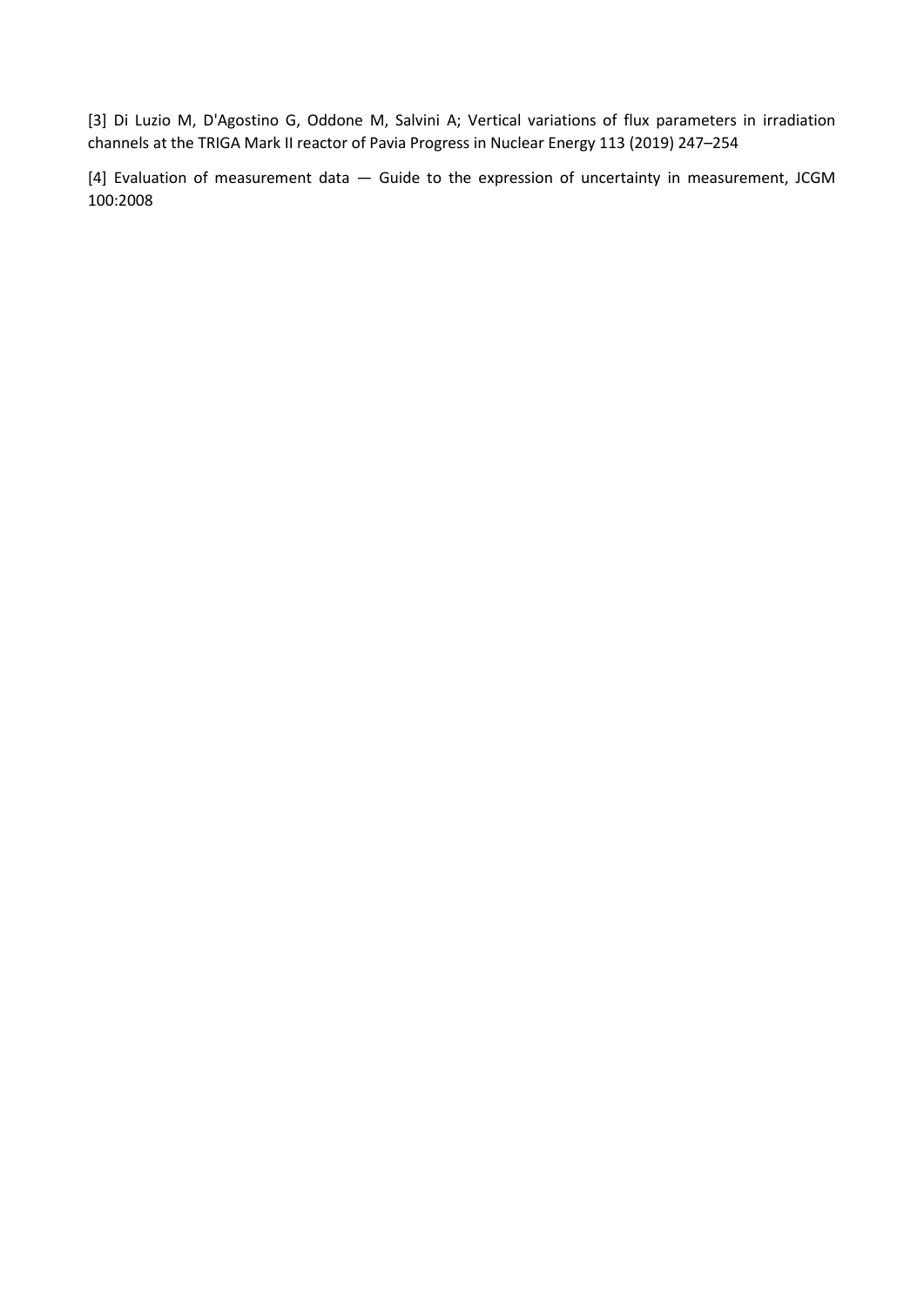[3] Di Luzio M, D'Agostino G, Oddone M, Salvini A; Vertical variations of flux parameters in irradiation channels at the TRIGA Mark II reactor of Pavia Progress in Nuclear Energy 113 (2019) 247–254

[4] Evaluation of measurement data — Guide to the expression of uncertainty in measurement, JCGM 100:2008